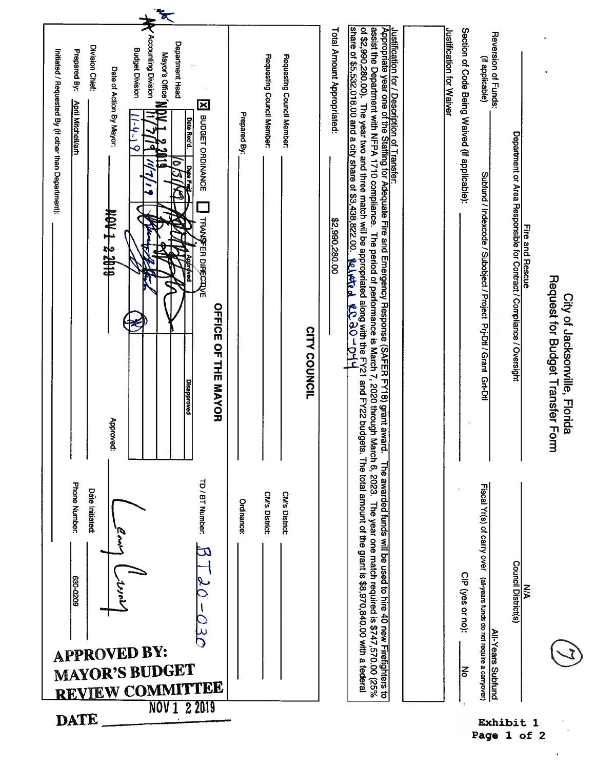# City of Jacksonville, Florida
## Request for Budget Transfer Form

(7)

| | |
|---|---|
| Fire and Rescue | N/A |
| Department or Area Responsible for Contract / Compliance / Oversight | Council District(s) |

Reversion of Funds: (if applicable) ______ Subfund / Indexcode / Subobject / Project Prj-Dtl / Grant Grt-Dtl

All-Years Subfund — Fiscal Yr(s) of carry over (all-years funds do not require a carryover)

Section of Code Being Waived (if applicable): ______ CIP (yes or no): No

Justification for Waiver

**Justification for / Description of Transfer:**

Appropriate year one of the Staffing for Adequate Fire and Emergency Response (SAFER FY18) grant award. The awarded funds will be used to hire 40 new Firefighters to assist the Department with NFPA 1710 compliance. The period of performance is March 7, 2020 through March 6, 2023. The year one match required is $747,570.00 (25% of $2,990,280.00). The year two and three match will be appropriated along with the FY21 and FY22 budgets. The total amount of the grant is $8,970,840.00 with a federal share of $5,532,018.00 and a city share of $3,438,822.00. Related RC 20-044

Total Amount Appropriated: $2,990,280.00

## CITY COUNCIL

Requesting Council Member: ______ CM's District: ______

Requesting Council Member: ______ CM's District: ______

Prepared By: ______ Ordinance: ______

## OFFICE OF THE MAYOR

[X] BUDGET ORDINANCE [ ] TRANSFER DIRECTIVE — TD / BT Number: BT 20-030

| | Date Rec'd. | Date Fwd. | Approved | Disapproved |
|---|---|---|---|---|
| Department Head | 10/31/19 | | [signature] | |
| Mayor's Office | NOV 12 2019 | | [signature] | |
| Accounting Division | 11/7/19 | 11/7/19 | [signature] | |
| Budget Division | 11-4-19 | | [signature] | |

Date of Action By Mayor: NOV 12 2019 — Approved: [signature]

Division Chief: ______ Date Initiated: ______

Prepared By: April Mitchell/arh — Phone Number: 630-0209

Initiated / Requested By (if other than Department): ______

**APPROVED BY: MAYOR'S BUDGET REVIEW COMMITTEE**

DATE NOV 12 2019

Exhibit 1
Page 1 of 2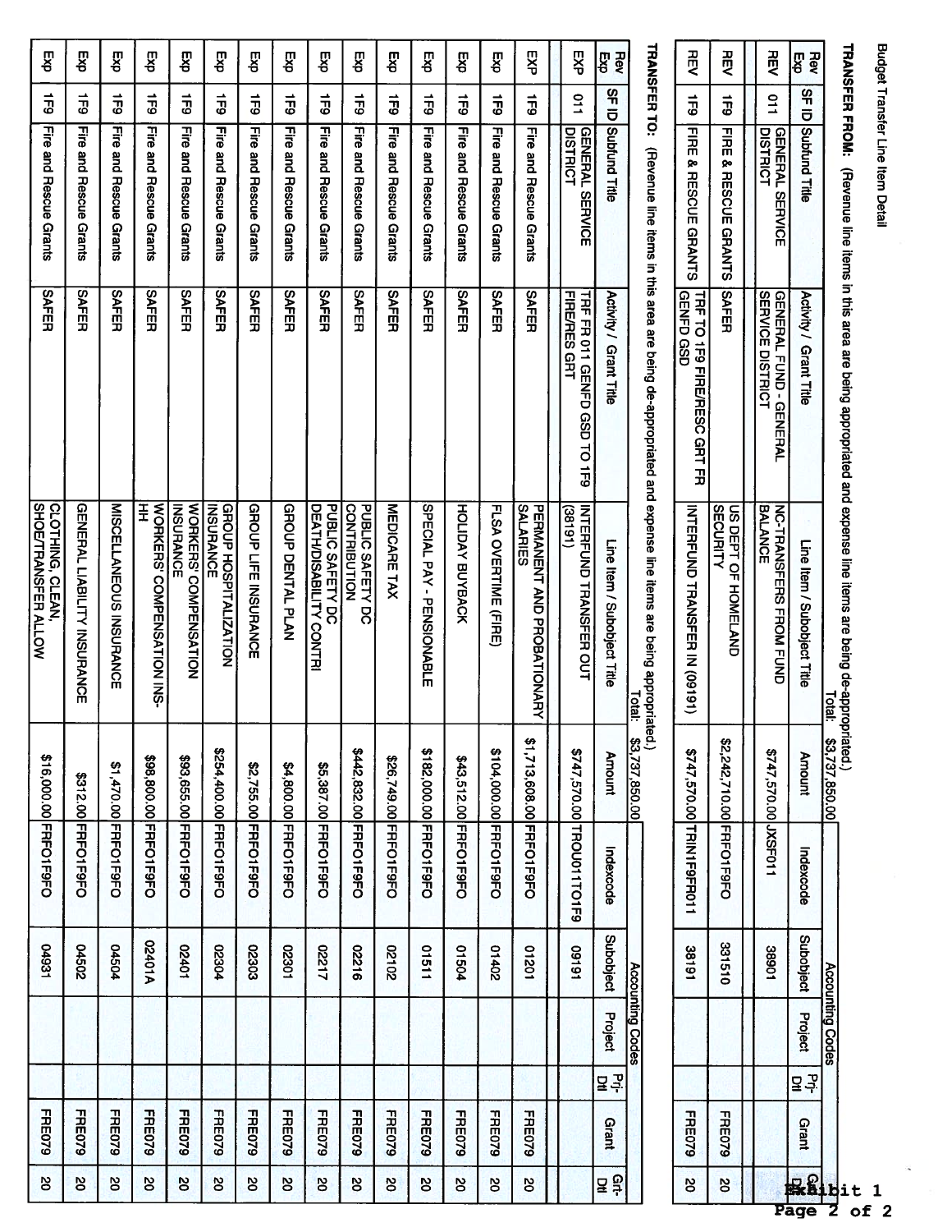Exhibit 1

Budget Transfer Line Item Detail

**TRANSFER FROM:** (Revenue line items in this area are being appropriated and expense line items are being de-appropriated.)

Total: $3,737,850.00

| Rev Exp | SF ID | Subfund Title | Activity / Grant Title | Line Item / Subobject Title | Amount | Indexcode | Subobject | Project | Prj-Dtl | Grant | Grt-Dtl |
|---|---|---|---|---|---|---|---|---|---|---|---|
| REV | 011 | GENERAL SERVICE DISTRICT | GENERAL FUND - GENERAL SERVICE DISTRICT | NC-TRANSFERS FROM FUND BALANCE | $747,570.00 | JXSF011 | 38901 | | | | |
| REV | 1F9 | FIRE & RESCUE GRANTS | SAFER | US DEPT OF HOMELAND SECURITY | $2,242,710.00 | FRFO1F9FO | 331510 | | | FRE079 | 20 |
| REV | 1F9 | FIRE & RESCUE GRANTS | TRF TO 1F9 FIRE/RESC GRT FR GENFD GSD | INTERFUND TRANSFER IN (09191) | $747,570.00 | TRIN1F9FR011 | 38191 | | | FRE079 | 20 |

**TRANSFER TO:** (Revenue line items in this area are being de-appropriated and expense line items are being appropriated.)

Total: $3,737,850.00

| Rev Exp | SF ID | Subfund Title | Activity / Grant Title | Line Item / Subobject Title | Amount | Indexcode | Subobject | Project | Prj-Dtl | Grant | Grt-Dtl |
|---|---|---|---|---|---|---|---|---|---|---|---|
| EXP | 011 | GENERAL SERVICE DISTRICT | TRF FR 011 GENFD GSD TO 1F9 FIRE/RES GRT | INTERFUND TRANSFER OUT (38191) | $747,570.00 | TROU011TO1F9 | 09191 | | | | |
| EXP | 1F9 | Fire and Rescue Grants | SAFER | PERMANENT AND PROBATIONARY SALARIES | $1,713,608.00 | FRFO1F9FO | 01201 | | | FRE079 | 20 |
| Exp | 1F9 | Fire and Rescue Grants | SAFER | FLSA OVERTIME (FIRE) | $104,000.00 | FRFO1F9FO | 01402 | | | FRE079 | 20 |
| Exp | 1F9 | Fire and Rescue Grants | SAFER | HOLIDAY BUYBACK | $43,512.00 | FRFO1F9FO | 01504 | | | FRE079 | 20 |
| Exp | 1F9 | Fire and Rescue Grants | SAFER | SPECIAL PAY - PENSIONABLE | $182,000.00 | FRFO1F9FO | 01511 | | | FRE079 | 20 |
| Exp | 1F9 | Fire and Rescue Grants | SAFER | MEDICARE TAX | $26,749.00 | FRFO1F9FO | 02102 | | | FRE079 | 20 |
| Exp | 1F9 | Fire and Rescue Grants | SAFER | PUBLIC SAFETY DC CONTRIBUTION | $442,832.00 | FRFO1F9FO | 02216 | | | FRE079 | 20 |
| Exp | 1F9 | Fire and Rescue Grants | SAFER | PUBLIC SAFETY DC DEATH/DISABILITY CONTRI | $5,387.00 | FRFO1F9FO | 02217 | | | FRE079 | 20 |
| Exp | 1F9 | Fire and Rescue Grants | SAFER | GROUP DENTAL PLAN | $4,800.00 | FRFO1F9FO | 02301 | | | FRE079 | 20 |
| Exp | 1F9 | Fire and Rescue Grants | SAFER | GROUP LIFE INSURANCE | $2,755.00 | FRFO1F9FO | 02303 | | | FRE079 | 20 |
| Exp | 1F9 | Fire and Rescue Grants | SAFER | GROUP HOSPITALIZATION INSURANCE | $254,400.00 | FRFO1F9FO | 02304 | | | FRE079 | 20 |
| Exp | 1F9 | Fire and Rescue Grants | SAFER | WORKERS' COMPENSATION INSURANCE | $93,655.00 | FRFO1F9FO | 02401 | | | FRE079 | 20 |
| Exp | 1F9 | Fire and Rescue Grants | SAFER | WORKERS' COMPENSATION INS-HH | $98,800.00 | FRFO1F9FO | 02401A | | | FRE079 | 20 |
| Exp | 1F9 | Fire and Rescue Grants | SAFER | MISCELLANEOUS INSURANCE | $1,470.00 | FRFO1F9FO | 04504 | | | FRE079 | 20 |
| Exp | 1F9 | Fire and Rescue Grants | SAFER | GENERAL LIABILITY INSURANCE | $312.00 | FRFO1F9FO | 04502 | | | FRE079 | 20 |
| Exp | 1F9 | Fire and Rescue Grants | SAFER | CLOTHING, CLEAN, SHOE/TRANSFER ALLOW | $16,000.00 | FRFO1F9FO | 04931 | | | FRE079 | 20 |